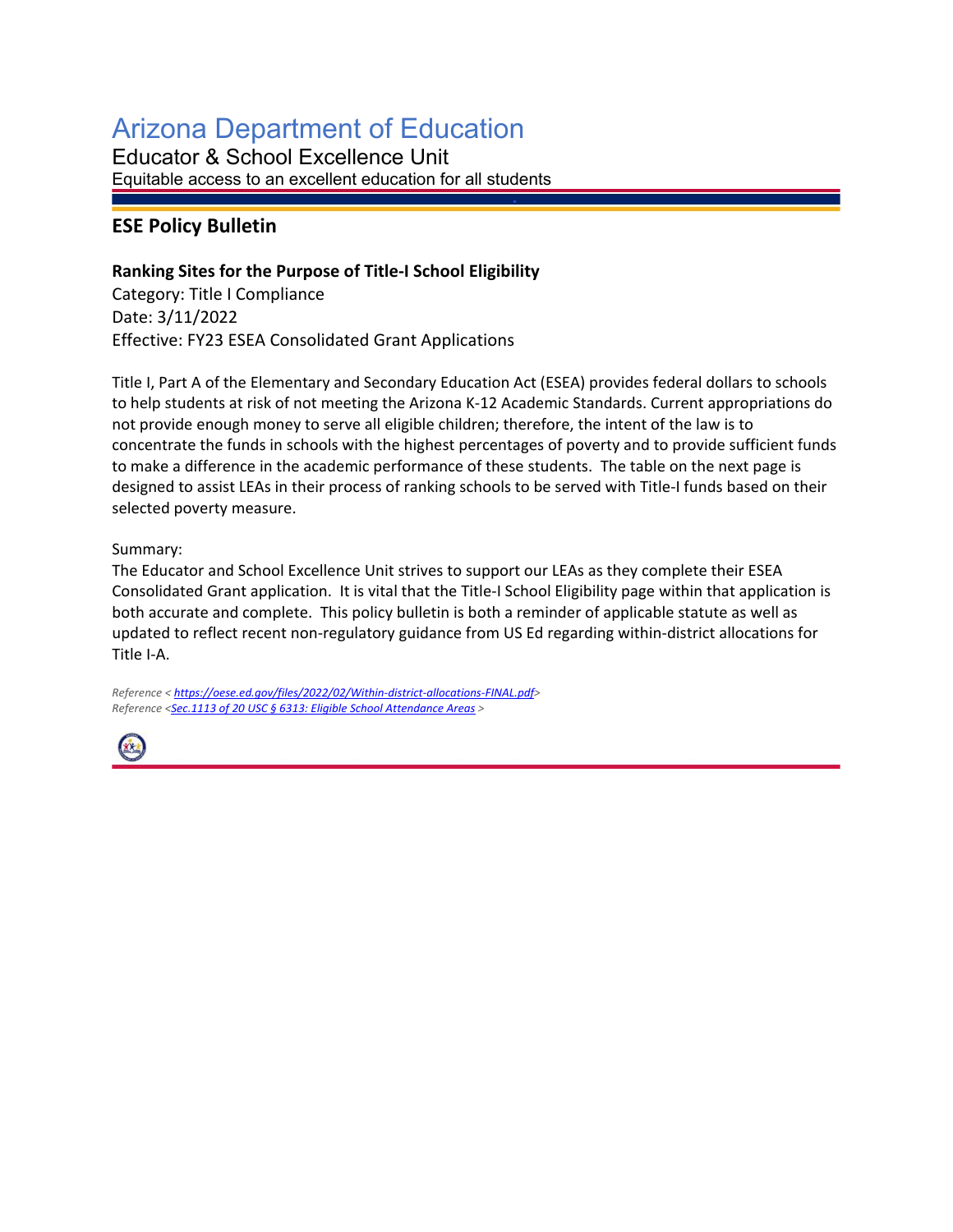# Arizona Department of Education

Educator & School Excellence Unit

Equitable access to an excellent education for all students

## ESE Policy Bulletin

**Ranking Sites for the Purpose of Title-I School Eligibility**

Category: Title I Compliance

Date: 3/11/2022

Effective: FY23 ESEA Consolidated Grant Applications

Title I, Part A of the Elementary and Secondary Education Act (ESEA) provides federal dollars to schools to help students at risk of not meeting the Arizona K-12 Academic Standards. Current appropriations do not provide enough money to serve all eligible children; therefore, the intent of the law is to concentrate the funds in schools with the highest percentages of poverty and to provide sufficient funds to make a difference in the academic performance of these students. The table on the next page is designed to assist LEAs in their process of ranking schools to be served with Title-I funds based on their selected poverty measure.

Summary:

The Educator and School Excellence Unit strives to support our LEAs as they complete their ESEA Consolidated Grant application. It is vital that the Title-I School Eligibility page within that application is both accurate and complete. This policy bulletin is both a reminder of applicable statute as well as updated to reflect recent non-regulatory guidance from US Ed regarding within-district allocations for Title I-A.

*Reference <https://oese.ed.gov/files/2022/02/Within-district-allocations-FINAL.pdf>*

*Reference <Sec.1113 of 20 USC § 6313: Eligible School Attendance Areas >*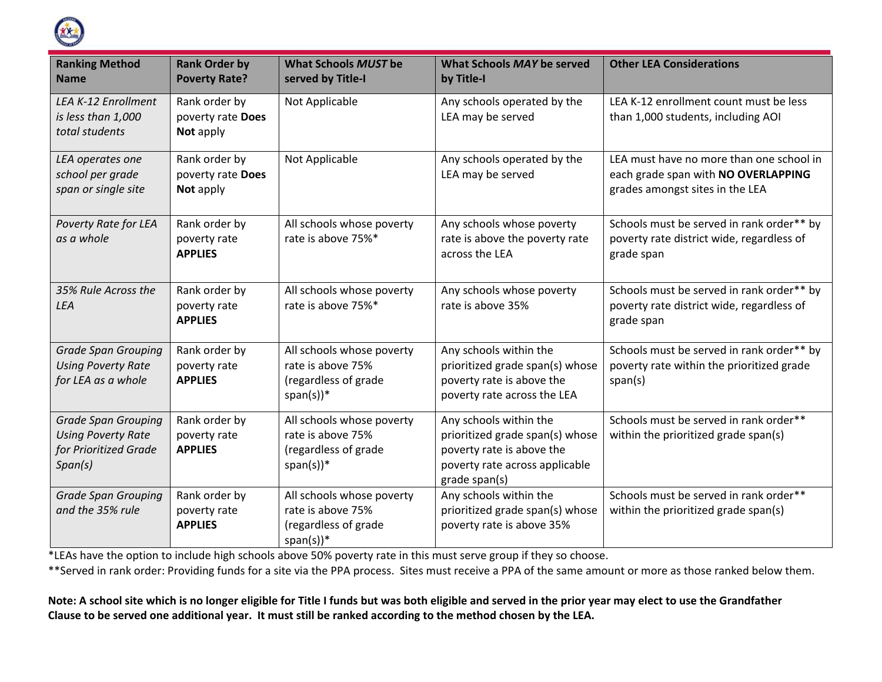| Ranking Method Name | Rank Order by Poverty Rate? | What Schools *MUST* be served by Title-I | What Schools *MAY* be served by Title-I | Other LEA Considerations |
|---|---|---|---|---|
| *LEA K-12 Enrollment is less than 1,000 total students* | Rank order by poverty rate **Does Not** apply | Not Applicable | Any schools operated by the LEA may be served | LEA K-12 enrollment count must be less than 1,000 students, including AOI |
| *LEA operates one school per grade span or single site* | Rank order by poverty rate **Does Not** apply | Not Applicable | Any schools operated by the LEA may be served | LEA must have no more than one school in each grade span with **NO OVERLAPPING** grades amongst sites in the LEA |
| *Poverty Rate for LEA as a whole* | Rank order by poverty rate **APPLIES** | All schools whose poverty rate is above 75%* | Any schools whose poverty rate is above the poverty rate across the LEA | Schools must be served in rank order** by poverty rate district wide, regardless of grade span |
| *35% Rule Across the LEA* | Rank order by poverty rate **APPLIES** | All schools whose poverty rate is above 75%* | Any schools whose poverty rate is above 35% | Schools must be served in rank order** by poverty rate district wide, regardless of grade span |
| *Grade Span Grouping Using Poverty Rate for LEA as a whole* | Rank order by poverty rate **APPLIES** | All schools whose poverty rate is above 75% (regardless of grade span(s))* | Any schools within the prioritized grade span(s) whose poverty rate is above the poverty rate across the LEA | Schools must be served in rank order** by poverty rate within the prioritized grade span(s) |
| *Grade Span Grouping Using Poverty Rate for Prioritized Grade Span(s)* | Rank order by poverty rate **APPLIES** | All schools whose poverty rate is above 75% (regardless of grade span(s))* | Any schools within the prioritized grade span(s) whose poverty rate is above the poverty rate across applicable grade span(s) | Schools must be served in rank order** within the prioritized grade span(s) |
| *Grade Span Grouping and the 35% rule* | Rank order by poverty rate **APPLIES** | All schools whose poverty rate is above 75% (regardless of grade span(s))* | Any schools within the prioritized grade span(s) whose poverty rate is above 35% | Schools must be served in rank order** within the prioritized grade span(s) |

*LEAs have the option to include high schools above 50% poverty rate in this must serve group if they so choose.

**Served in rank order: Providing funds for a site via the PPA process. Sites must receive a PPA of the same amount or more as those ranked below them.

**Note: A school site which is no longer eligible for Title I funds but was both eligible and served in the prior year may elect to use the Grandfather Clause to be served one additional year. It must still be ranked according to the method chosen by the LEA.**